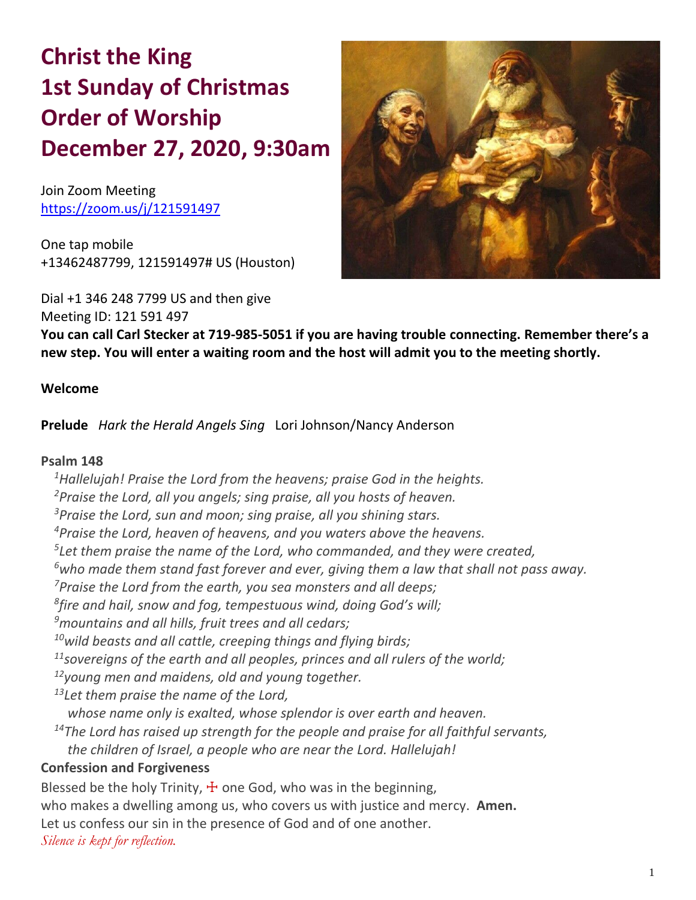# Christ the King
# 1st Sunday of Christmas
# Order of Worship
# December 27, 2020, 9:30am

Join Zoom Meeting
https://zoom.us/j/121591497

One tap mobile
+13462487799, 121591497# US (Houston)

Dial +1 346 248 7799 US and then give
Meeting ID: 121 591 497

**You can call Carl Stecker at 719-985-5051 if you are having trouble connecting. Remember there's a new step. You will enter a waiting room and the host will admit you to the meeting shortly.**

**Welcome**

**Prelude** *Hark the Herald Angels Sing* Lori Johnson/Nancy Anderson

**Psalm 148**

*1Hallelujah! Praise the Lord from the heavens; praise God in the heights.*
*2Praise the Lord, all you angels; sing praise, all you hosts of heaven.*
*3Praise the Lord, sun and moon; sing praise, all you shining stars.*
*4Praise the Lord, heaven of heavens, and you waters above the heavens.*
*5Let them praise the name of the Lord, who commanded, and they were created,*
*6who made them stand fast forever and ever, giving them a law that shall not pass away.*
*7Praise the Lord from the earth, you sea monsters and all deeps;*
*8fire and hail, snow and fog, tempestuous wind, doing God's will;*
*9mountains and all hills, fruit trees and all cedars;*
*10wild beasts and all cattle, creeping things and flying birds;*
*11sovereigns of the earth and all peoples, princes and all rulers of the world;*
*12young men and maidens, old and young together.*
*13Let them praise the name of the Lord,*
*whose name only is exalted, whose splendor is over earth and heaven.*
*14The Lord has raised up strength for the people and praise for all faithful servants,*
*the children of Israel, a people who are near the Lord. Hallelujah!*

**Confession and Forgiveness**

Blessed be the holy Trinity, ☩ one God, who was in the beginning,
who makes a dwelling among us, who covers us with justice and mercy. **Amen.**
Let us confess our sin in the presence of God and of one another.
*Silence is kept for reflection.*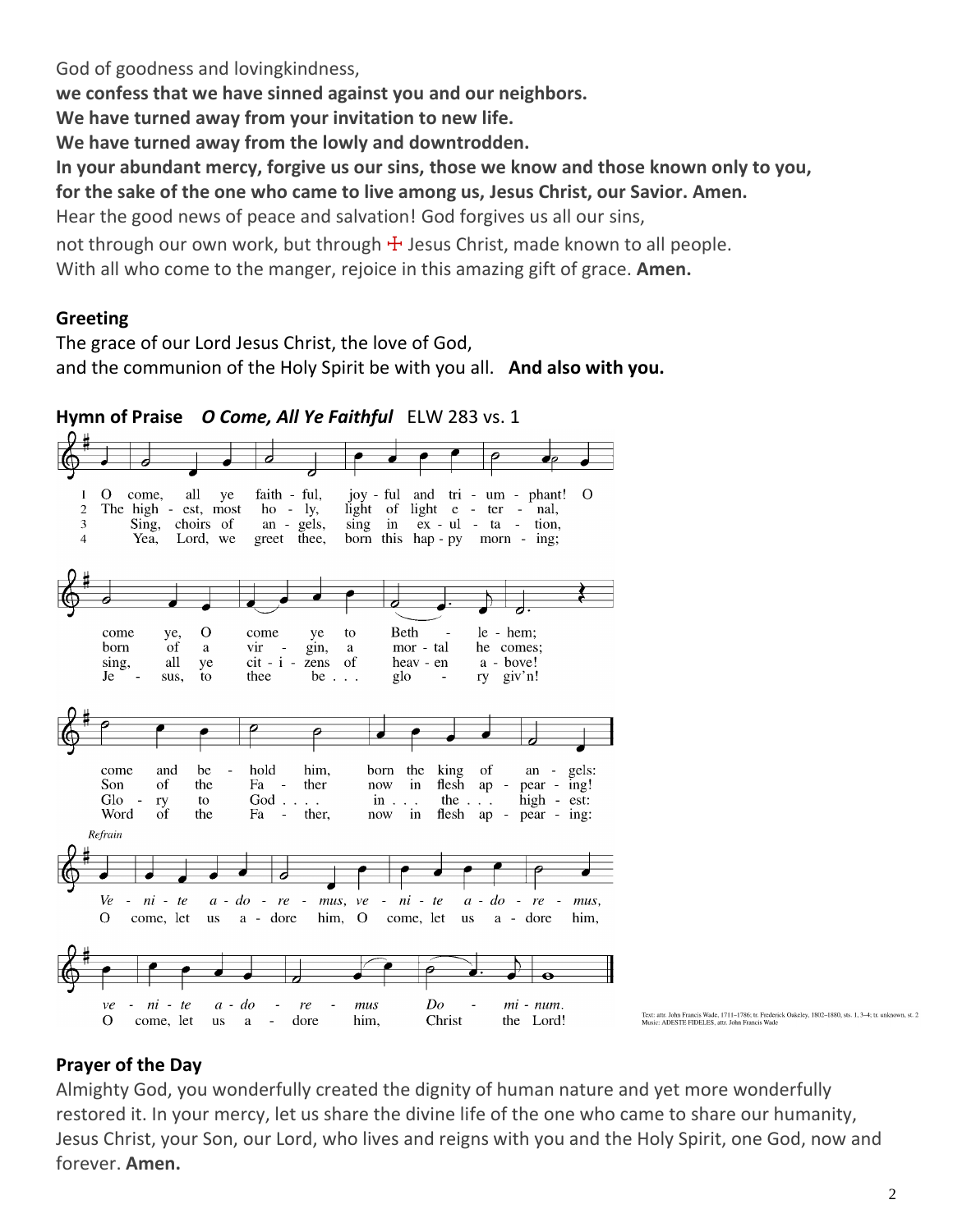God of goodness and lovingkindness,
**we confess that we have sinned against you and our neighbors.**
**We have turned away from your invitation to new life.**
**We have turned away from the lowly and downtrodden.**
**In your abundant mercy, forgive us our sins, those we know and those known only to you,**
**for the sake of the one who came to live among us, Jesus Christ, our Savior. Amen.**
Hear the good news of peace and salvation! God forgives us all our sins,
not through our own work, but through ☩ Jesus Christ, made known to all people.
With all who come to the manger, rejoice in this amazing gift of grace. **Amen.**

**Greeting**
The grace of our Lord Jesus Christ, the love of God,
and the communion of the Holy Spirit be with you all. **And also with you.**

**Hymn of Praise** ***O Come, All Ye Faithful*** ELW 283 vs. 1

1 O come, all ye faithful, joyful and triumphant! O come ye, O come ye to Bethlehem; come and behold him, born the king of angels:

2 The highest, most holy, light of light eternal, born of a virgin, a mortal he comes; Son of the Father now in flesh appearing!

3 Sing, choirs of angels, sing in exultation, sing, all ye citizens of heaven above! Glory to God ... in ... the ... highest:

4 Yea, Lord, we greet thee, born this happy morning; Jesus, to thee be ... glory giv'n! Word of the Father, now in flesh appearing:

*Refrain*
*Venite adoremus, venite adoremus, venite adoremus Dominum.*
O come, let us adore him, O come, let us adore him, O come, let us adore him, Christ the Lord!

Text: attr. John Francis Wade, 1711–1786; tr. Frederick Oakeley, 1802–1880, sts. 1, 3–4; tr. unknown, st. 2
Music: ADESTE FIDELES, attr. John Francis Wade

**Prayer of the Day**
Almighty God, you wonderfully created the dignity of human nature and yet more wonderfully restored it. In your mercy, let us share the divine life of the one who came to share our humanity, Jesus Christ, your Son, our Lord, who lives and reigns with you and the Holy Spirit, one God, now and forever. **Amen.**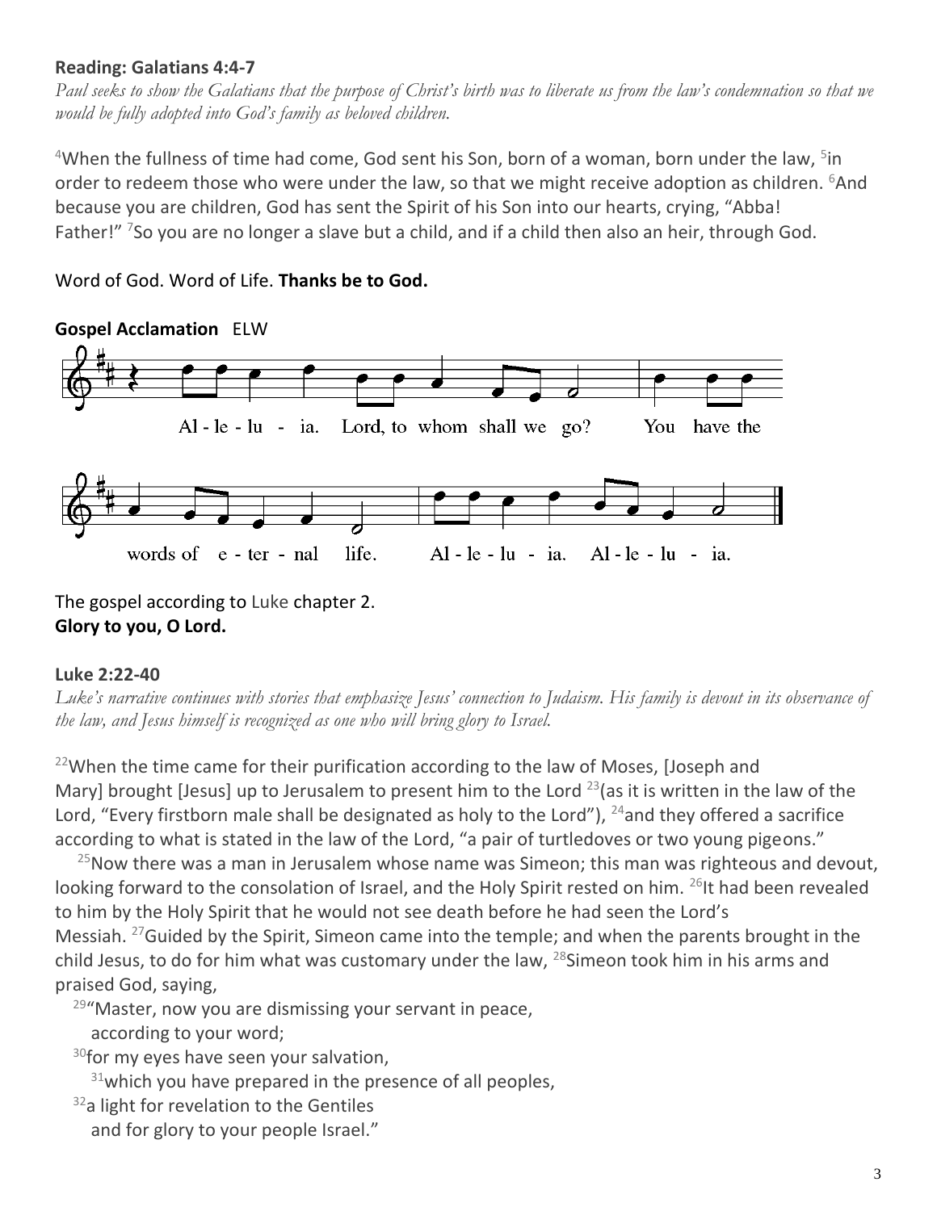**Reading: Galatians 4:4-7**

*Paul seeks to show the Galatians that the purpose of Christ's birth was to liberate us from the law's condemnation so that we would be fully adopted into God's family as beloved children.*

[4]When the fullness of time had come, God sent his Son, born of a woman, born under the law, [5]in order to redeem those who were under the law, so that we might receive adoption as children. [6]And because you are children, God has sent the Spirit of his Son into our hearts, crying, "Abba! Father!" [7]So you are no longer a slave but a child, and if a child then also an heir, through God.

Word of God. Word of Life. **Thanks be to God.**

**Gospel Acclamation** ELW

Al - le - lu - ia. Lord, to whom shall we go? You have the words of e - ter - nal life. Al - le - lu - ia. Al - le - lu - ia.

The gospel according to Luke chapter 2.
**Glory to you, O Lord.**

**Luke 2:22-40**

*Luke's narrative continues with stories that emphasize Jesus' connection to Judaism. His family is devout in its observance of the law, and Jesus himself is recognized as one who will bring glory to Israel.*

[22]When the time came for their purification according to the law of Moses, [Joseph and Mary] brought [Jesus] up to Jerusalem to present him to the Lord [23](as it is written in the law of the Lord, "Every firstborn male shall be designated as holy to the Lord"), [24]and they offered a sacrifice according to what is stated in the law of the Lord, "a pair of turtledoves or two young pigeons."

[25]Now there was a man in Jerusalem whose name was Simeon; this man was righteous and devout, looking forward to the consolation of Israel, and the Holy Spirit rested on him. [26]It had been revealed to him by the Holy Spirit that he would not see death before he had seen the Lord's Messiah. [27]Guided by the Spirit, Simeon came into the temple; and when the parents brought in the child Jesus, to do for him what was customary under the law, [28]Simeon took him in his arms and praised God, saying,

[29]"Master, now you are dismissing your servant in peace,
according to your word;
[30]for my eyes have seen your salvation,
[31]which you have prepared in the presence of all peoples,
[32]a light for revelation to the Gentiles
and for glory to your people Israel."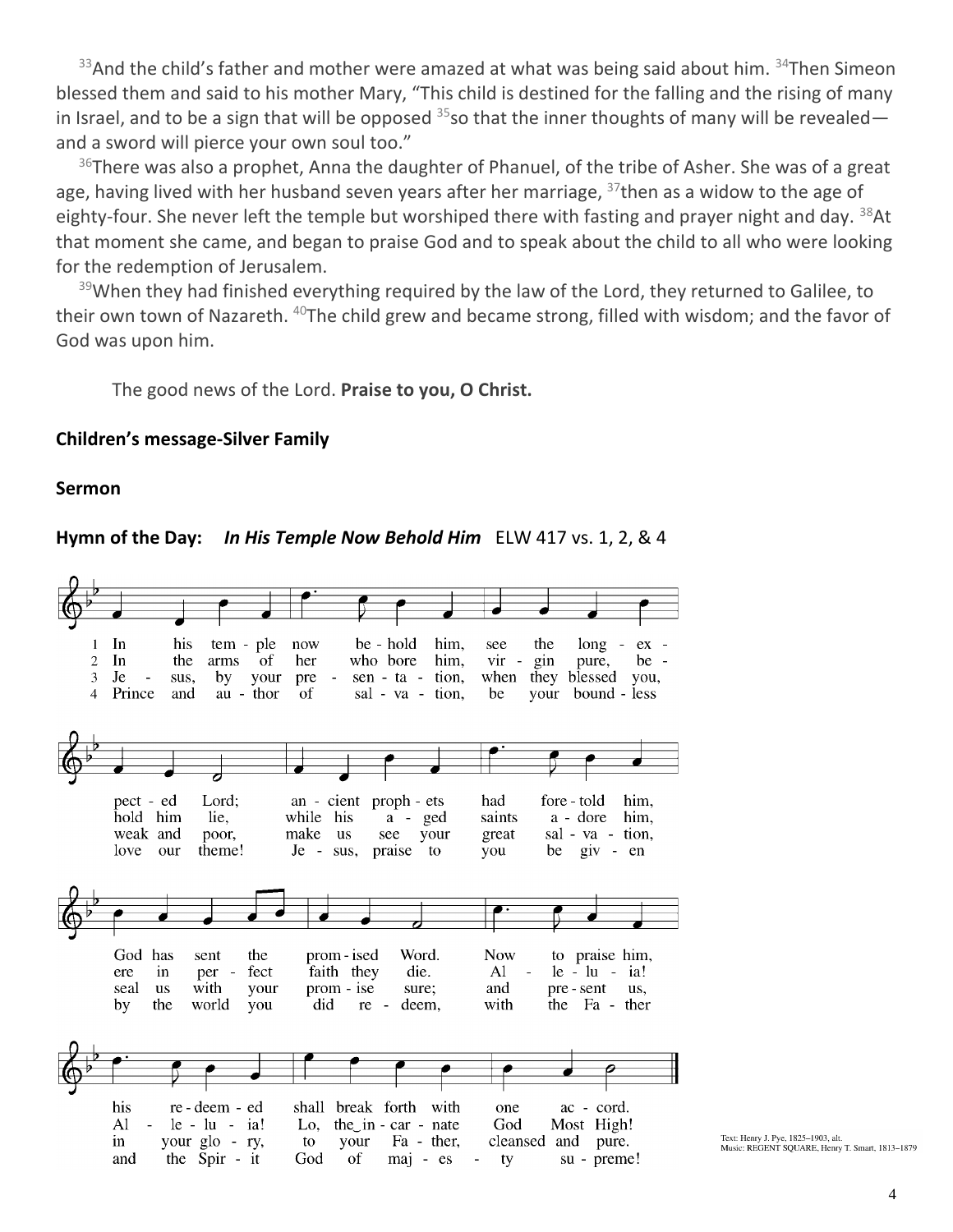[33]And the child's father and mother were amazed at what was being said about him. [34]Then Simeon blessed them and said to his mother Mary, "This child is destined for the falling and the rising of many in Israel, and to be a sign that will be opposed [35]so that the inner thoughts of many will be revealed—and a sword will pierce your own soul too."

[36]There was also a prophet, Anna the daughter of Phanuel, of the tribe of Asher. She was of a great age, having lived with her husband seven years after her marriage, [37]then as a widow to the age of eighty-four. She never left the temple but worshiped there with fasting and prayer night and day. [38]At that moment she came, and began to praise God and to speak about the child to all who were looking for the redemption of Jerusalem.

[39]When they had finished everything required by the law of the Lord, they returned to Galilee, to their own town of Nazareth. [40]The child grew and became strong, filled with wisdom; and the favor of God was upon him.

The good news of the Lord. **Praise to you, O Christ.**

**Children's message-Silver Family**

**Sermon**

**Hymn of the Day:** ***In His Temple Now Behold Him*** ELW 417 vs. 1, 2, & 4

1 In his temple now behold him, see the long-expected Lord; ancient prophets had foretold him, God has sent the promised Word. Now to praise him, his redeemed shall break forth with one accord.

2 In the arms of her who bore him, virgin pure, behold him lie, while his aged saints adore him, ere in perfect faith they die. Alleluia! Alleluia! Lo, the incarnate God Most High!

3 Jesus, by your presentation, when they blessed you, weak and poor, make us see your great salvation, seal us with your promise sure; and present us, in your glory, to your Father, cleansed and pure.

4 Prince and author of salvation, be your boundless love our theme! Jesus, praise to you be given by the world you did redeem, with the Father and the Spirit God of majesty supreme!

Text: Henry J. Pye, 1825–1903, alt.
Music: REGENT SQUARE, Henry T. Smart, 1813–1879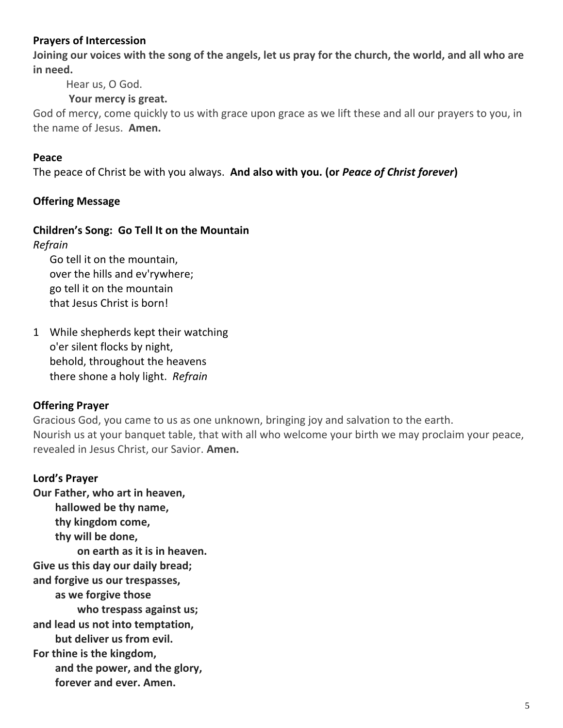**Prayers of Intercession**

**Joining our voices with the song of the angels, let us pray for the church, the world, and all who are in need.**

Hear us, O God.

**Your mercy is great.**

God of mercy, come quickly to us with grace upon grace as we lift these and all our prayers to you, in the name of Jesus. **Amen.**

**Peace**

The peace of Christ be with you always. **And also with you. (or *Peace of Christ forever*)**

**Offering Message**

**Children's Song: Go Tell It on the Mountain**

*Refrain*

Go tell it on the mountain,
over the hills and ev'rywhere;
go tell it on the mountain
that Jesus Christ is born!

1 While shepherds kept their watching
o'er silent flocks by night,
behold, throughout the heavens
there shone a holy light. *Refrain*

**Offering Prayer**

Gracious God, you came to us as one unknown, bringing joy and salvation to the earth.
Nourish us at your banquet table, that with all who welcome your birth we may proclaim your peace, revealed in Jesus Christ, our Savior. **Amen.**

**Lord's Prayer**

**Our Father, who art in heaven,**
**hallowed be thy name,**
**thy kingdom come,**
**thy will be done,**
**on earth as it is in heaven.**
**Give us this day our daily bread;**
**and forgive us our trespasses,**
**as we forgive those**
**who trespass against us;**
**and lead us not into temptation,**
**but deliver us from evil.**
**For thine is the kingdom,**
**and the power, and the glory,**
**forever and ever. Amen.**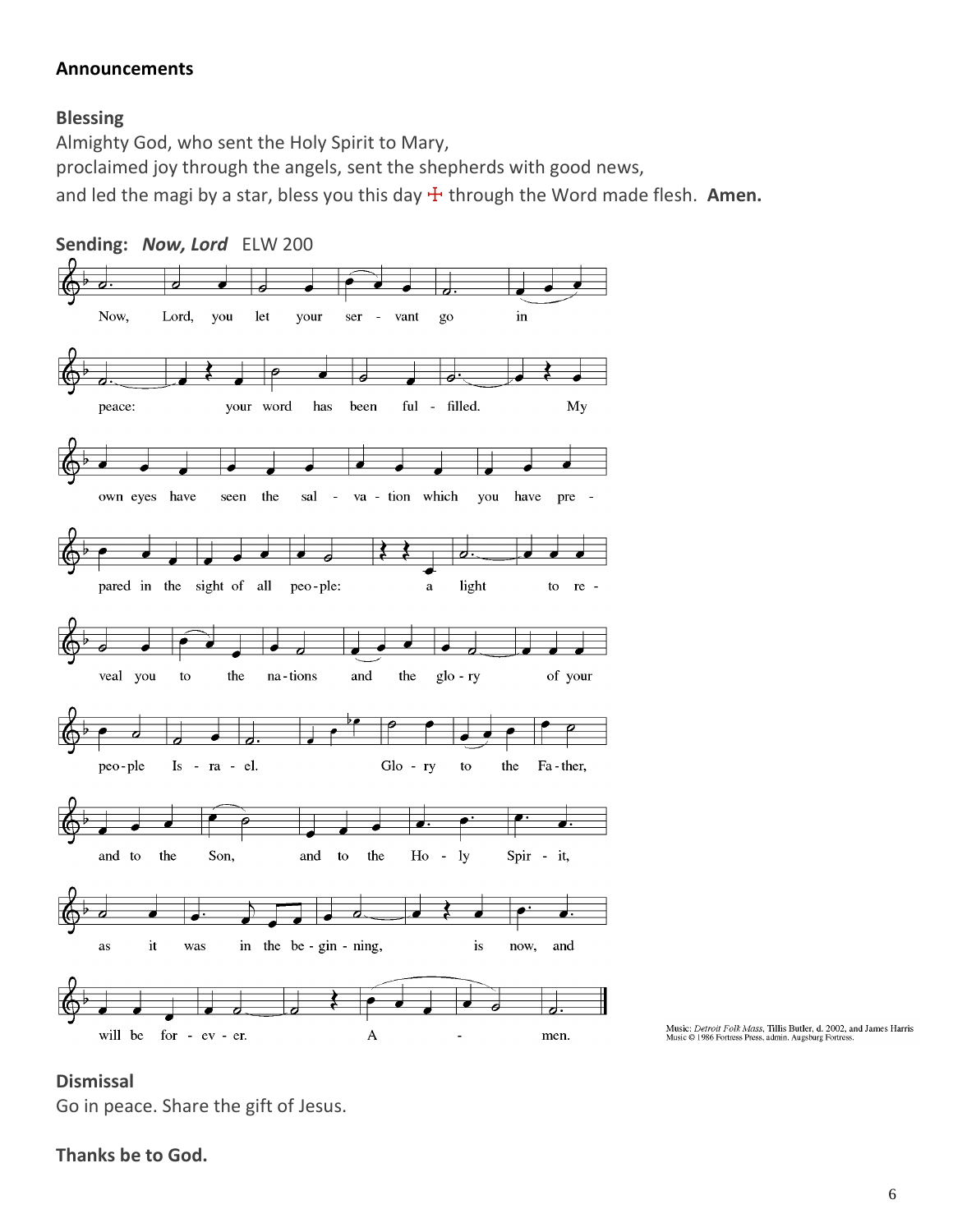**Announcements**

**Blessing**

Almighty God, who sent the Holy Spirit to Mary,
proclaimed joy through the angels, sent the shepherds with good news,
and led the magi by a star, bless you this day ☩ through the Word made flesh. **Amen.**

**Sending:** ***Now, Lord*** ELW 200

Now, Lord, you let your ser - vant go in peace: your word has been ful - filled. My own eyes have seen the sal - va - tion which you have pre - pared in the sight of all peo - ple: a light to re - veal you to the na - tions and the glo - ry of your peo - ple Is - ra - el. Glo - ry to the Fa - ther, and to the Son, and to the Ho - ly Spir - it, as it was in the be - gin - ning, is now, and will be for - ev - er. A - men.

Music: *Detroit Folk Mass*, Tillis Butler, d. 2002, and James Harris
Music © 1986 Fortress Press, admin. Augsburg Fortress.

**Dismissal**

Go in peace. Share the gift of Jesus.

**Thanks be to God.**